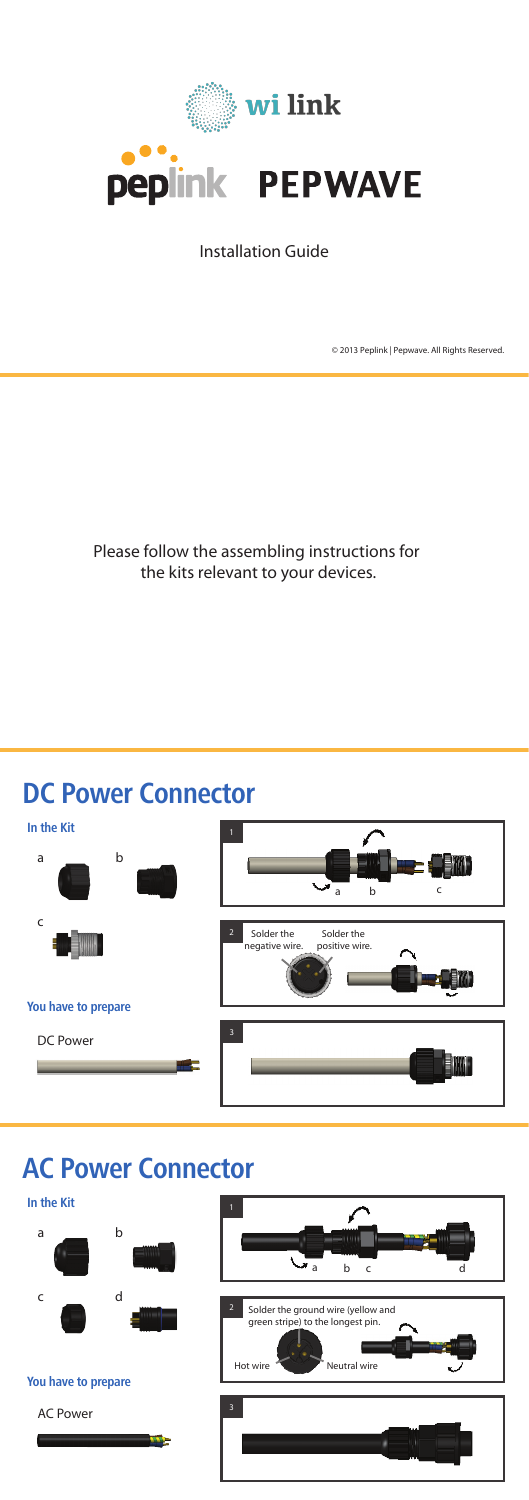wi link

peplink PEPWAVE

Installation Guide

© 2013 Peplink | Pepwave. All Rights Reserved.

Please follow the assembling instructions for the kits relevant to your devices.

## DC Power Connector

**In the Kit**

a b

c

**You have to prepare**

DC Power

1

a b c

2

Solder the negative wire. Solder the positive wire.

3

## AC Power Connector

**In the Kit**

a b

c d

**You have to prepare**

AC Power

1

a b c d

2

Solder the ground wire (yellow and green stripe) to the longest pin.

Hot wire Neutral wire

3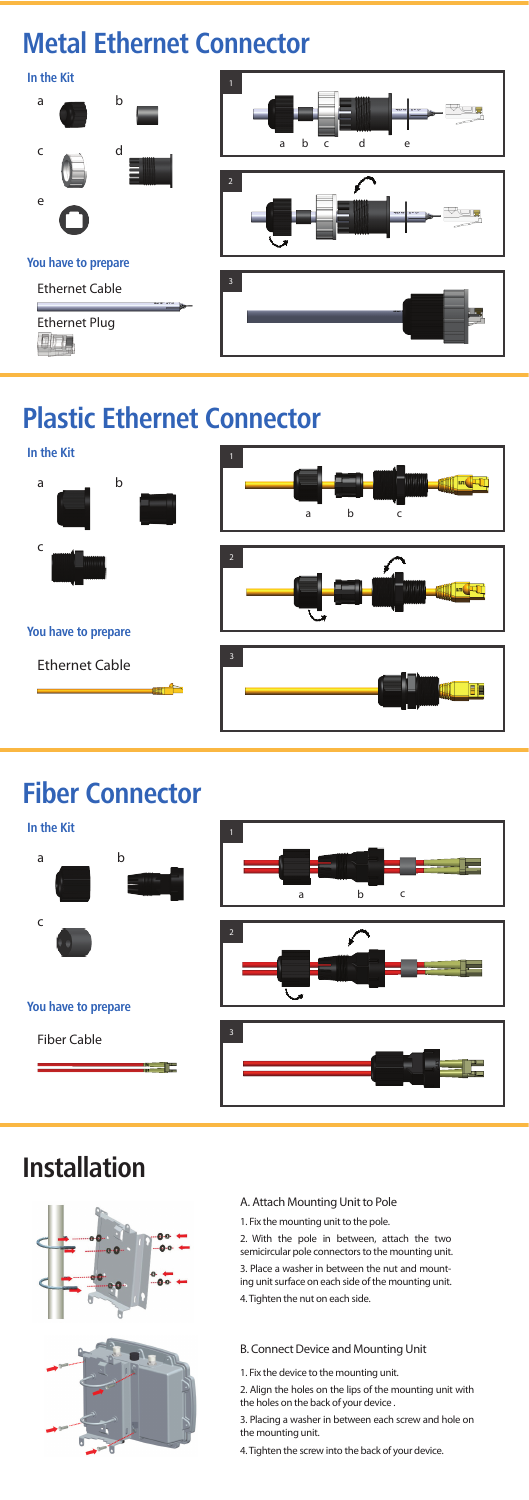# Metal Ethernet Connector

**In the Kit**

a

b

c

d

e

**You have to prepare**

Ethernet Cable

Ethernet Plug

1

a b c d e

2

3

# Plastic Ethernet Connector

**In the Kit**

a

b

c

**You have to prepare**

Ethernet Cable

1

a b c

2

3

# Fiber Connector

**In the Kit**

a

b

c

**You have to prepare**

Fiber Cable

1

a b c

2

3

# Installation

A. Attach Mounting Unit to Pole

1. Fix the mounting unit to the pole.
2. With the pole in between, attach the two semicircular pole connectors to the mounting unit.
3. Place a washer in between the nut and mounting unit surface on each side of the mounting unit.
4. Tighten the nut on each side.

B. Connect Device and Mounting Unit

1. Fix the device to the mounting unit.
2. Align the holes on the lips of the mounting unit with the holes on the back of your device .
3. Placing a washer in between each screw and hole on the mounting unit.
4. Tighten the screw into the back of your device.